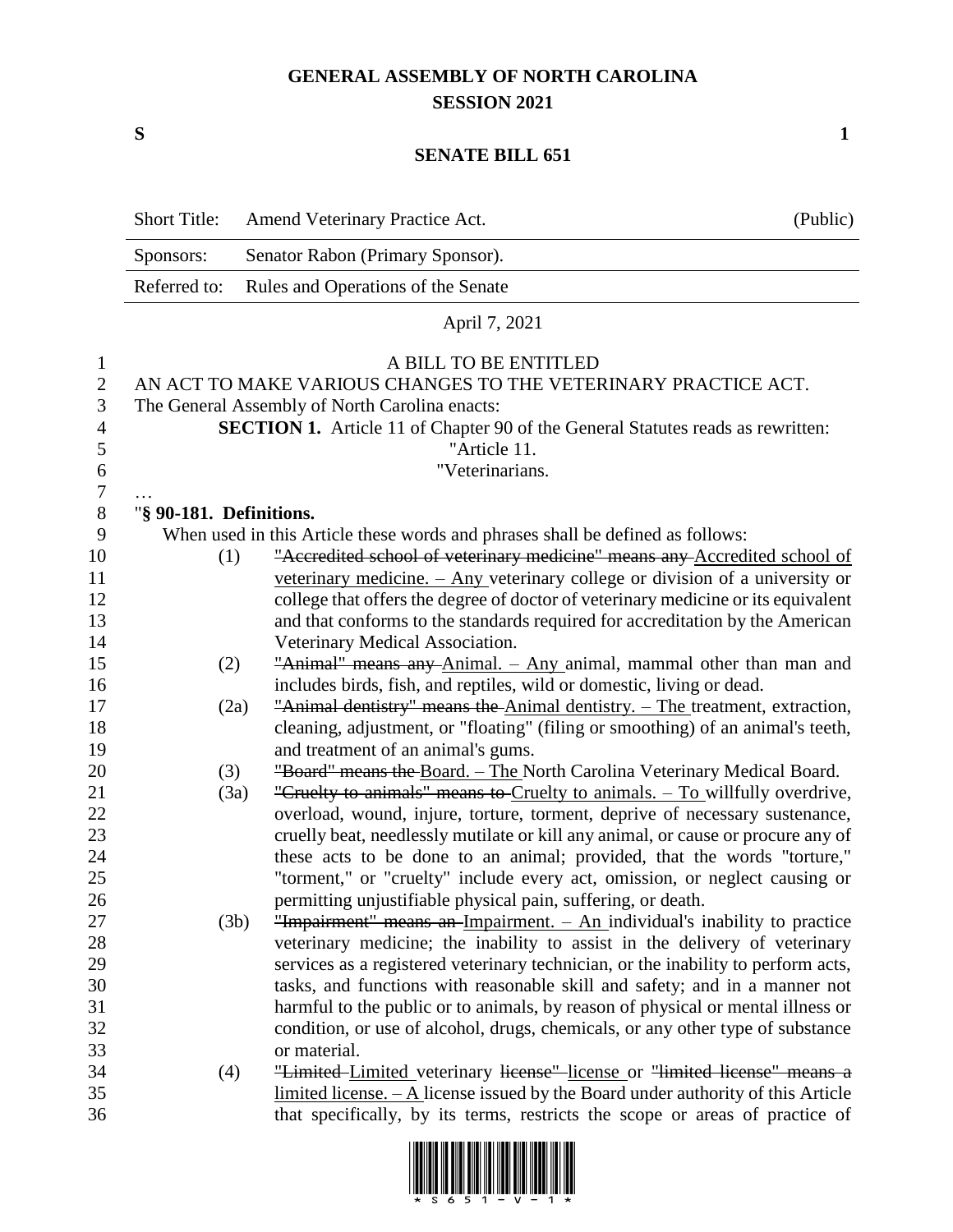# GENERAL ASSEMBLY OF NORTH CAROLINA
## SESSION 2021

**S** **1**

## SENATE BILL 651

| Short Title: | Amend Veterinary Practice Act. | (Public) |
|---|---|---|
| Sponsors: | Senator Rabon (Primary Sponsor). | |
| Referred to: | Rules and Operations of the Senate | |

April 7, 2021

A BILL TO BE ENTITLED

AN ACT TO MAKE VARIOUS CHANGES TO THE VETERINARY PRACTICE ACT.

The General Assembly of North Carolina enacts:

**SECTION 1.** Article 11 of Chapter 90 of the General Statutes reads as rewritten:

"Article 11.

"Veterinarians.

…

"**§ 90-181. Definitions.**

When used in this Article these words and phrases shall be defined as follows:

(1) ~~"Accredited school of veterinary medicine" means any~~ Accredited school of veterinary medicine. – Any veterinary college or division of a university or college that offers the degree of doctor of veterinary medicine or its equivalent and that conforms to the standards required for accreditation by the American Veterinary Medical Association.

(2) ~~"Animal" means any~~ Animal. – Any animal, mammal other than man and includes birds, fish, and reptiles, wild or domestic, living or dead.

(2a) ~~"Animal dentistry" means the~~ Animal dentistry. – The treatment, extraction, cleaning, adjustment, or "floating" (filing or smoothing) of an animal's teeth, and treatment of an animal's gums.

(3) ~~"Board" means the~~ Board. – The North Carolina Veterinary Medical Board.

(3a) ~~"Cruelty to animals" means to~~ Cruelty to animals. – To willfully overdrive, overload, wound, injure, torture, torment, deprive of necessary sustenance, cruelly beat, needlessly mutilate or kill any animal, or cause or procure any of these acts to be done to an animal; provided, that the words "torture," "torment," or "cruelty" include every act, omission, or neglect causing or permitting unjustifiable physical pain, suffering, or death.

(3b) ~~"Impairment" means an~~ Impairment. – An individual's inability to practice veterinary medicine; the inability to assist in the delivery of veterinary services as a registered veterinary technician, or the inability to perform acts, tasks, and functions with reasonable skill and safety; and in a manner not harmful to the public or to animals, by reason of physical or mental illness or condition, or use of alcohol, drugs, chemicals, or any other type of substance or material.

(4) ~~"Limited~~ Limited veterinary ~~license"~~ license or ~~"limited license" means a~~ limited license. – A license issued by the Board under authority of this Article that specifically, by its terms, restricts the scope or areas of practice of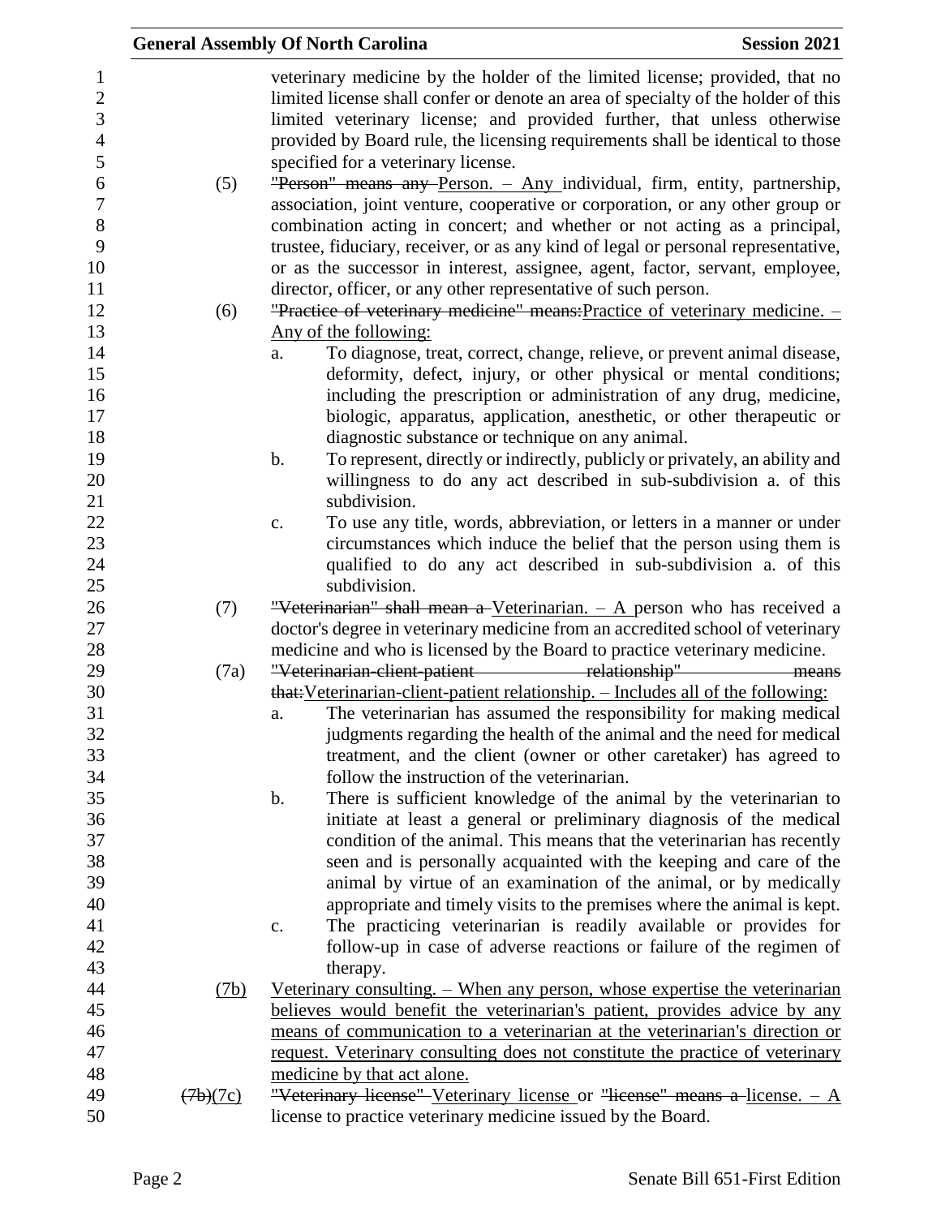veterinary medicine by the holder of the limited license; provided, that no limited license shall confer or denote an area of specialty of the holder of this limited veterinary license; and provided further, that unless otherwise provided by Board rule, the licensing requirements shall be identical to those specified for a veterinary license.

(5) ~~"Person" means any~~ Person. – Any individual, firm, entity, partnership, association, joint venture, cooperative or corporation, or any other group or combination acting in concert; and whether or not acting as a principal, trustee, fiduciary, receiver, or as any kind of legal or personal representative, or as the successor in interest, assignee, agent, factor, servant, employee, director, officer, or any other representative of such person.

(6) ~~"Practice of veterinary medicine" means:~~ Practice of veterinary medicine. – Any of the following:

a. To diagnose, treat, correct, change, relieve, or prevent animal disease, deformity, defect, injury, or other physical or mental conditions; including the prescription or administration of any drug, medicine, biologic, apparatus, application, anesthetic, or other therapeutic or diagnostic substance or technique on any animal.

b. To represent, directly or indirectly, publicly or privately, an ability and willingness to do any act described in sub-subdivision a. of this subdivision.

c. To use any title, words, abbreviation, or letters in a manner or under circumstances which induce the belief that the person using them is qualified to do any act described in sub-subdivision a. of this subdivision.

(7) ~~"Veterinarian" shall mean a~~ Veterinarian. – A person who has received a doctor's degree in veterinary medicine from an accredited school of veterinary medicine and who is licensed by the Board to practice veterinary medicine.

(7a) ~~"Veterinarian-client-patient relationship" means that:~~ Veterinarian-client-patient relationship. – Includes all of the following:

a. The veterinarian has assumed the responsibility for making medical judgments regarding the health of the animal and the need for medical treatment, and the client (owner or other caretaker) has agreed to follow the instruction of the veterinarian.

b. There is sufficient knowledge of the animal by the veterinarian to initiate at least a general or preliminary diagnosis of the medical condition of the animal. This means that the veterinarian has recently seen and is personally acquainted with the keeping and care of the animal by virtue of an examination of the animal, or by medically appropriate and timely visits to the premises where the animal is kept.

c. The practicing veterinarian is readily available or provides for follow-up in case of adverse reactions or failure of the regimen of therapy.

(7b) Veterinary consulting. – When any person, whose expertise the veterinarian believes would benefit the veterinarian's patient, provides advice by any means of communication to a veterinarian at the veterinarian's direction or request. Veterinary consulting does not constitute the practice of veterinary medicine by that act alone.

~~(7b)~~(7c) ~~"Veterinary license"~~ Veterinary license or ~~"license" means a~~ license. – A license to practice veterinary medicine issued by the Board.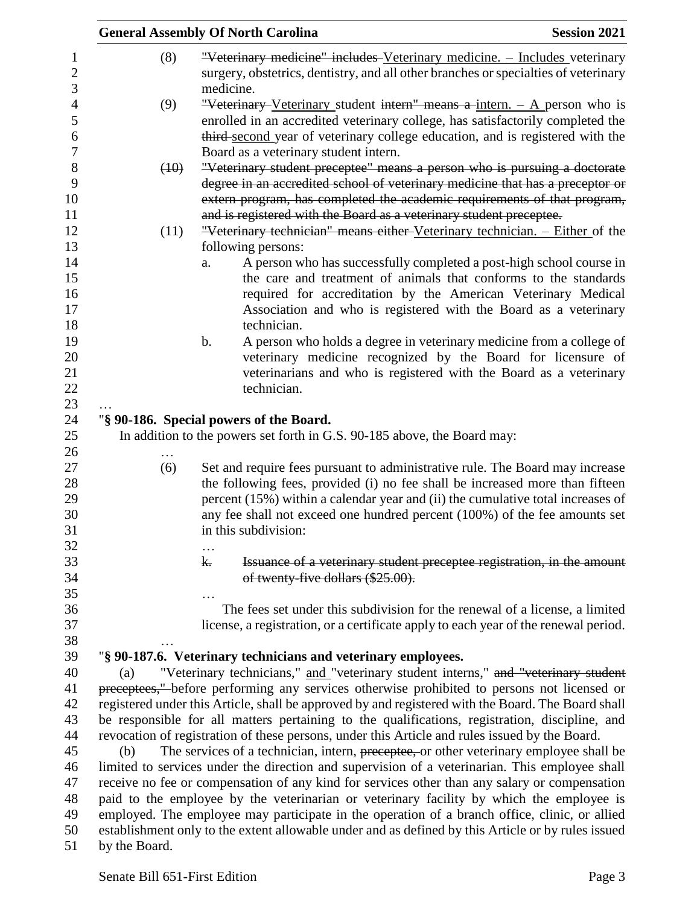(8) ~~"Veterinary medicine" includes~~ Veterinary medicine. – Includes veterinary surgery, obstetrics, dentistry, and all other branches or specialties of veterinary medicine.

(9) ~~"Veterinary~~ Veterinary student ~~intern" means a~~ intern. – A person who is enrolled in an accredited veterinary college, has satisfactorily completed the ~~third~~ second year of veterinary college education, and is registered with the Board as a veterinary student intern.

~~(10) "Veterinary student preceptee" means a person who is pursuing a doctorate degree in an accredited school of veterinary medicine that has a preceptor or extern program, has completed the academic requirements of that program, and is registered with the Board as a veterinary student preceptee.~~

(11) ~~"Veterinary technician" means either~~ Veterinary technician. – Either of the following persons:

a. A person who has successfully completed a post-high school course in the care and treatment of animals that conforms to the standards required for accreditation by the American Veterinary Medical Association and who is registered with the Board as a veterinary technician.

b. A person who holds a degree in veterinary medicine from a college of veterinary medicine recognized by the Board for licensure of veterinarians and who is registered with the Board as a veterinary technician.

…

"**§ 90-186. Special powers of the Board.**

In addition to the powers set forth in G.S. 90-185 above, the Board may:

…

(6) Set and require fees pursuant to administrative rule. The Board may increase the following fees, provided (i) no fee shall be increased more than fifteen percent (15%) within a calendar year and (ii) the cumulative total increases of any fee shall not exceed one hundred percent (100%) of the fee amounts set in this subdivision:

…

~~k. Issuance of a veterinary student preceptee registration, in the amount of twenty-five dollars ($25.00).~~

…

The fees set under this subdivision for the renewal of a license, a limited license, a registration, or a certificate apply to each year of the renewal period.

…

"**§ 90-187.6. Veterinary technicians and veterinary employees.**

(a) "Veterinary technicians," and "veterinary student interns," ~~and "veterinary student preceptees,"~~ before performing any services otherwise prohibited to persons not licensed or registered under this Article, shall be approved by and registered with the Board. The Board shall be responsible for all matters pertaining to the qualifications, registration, discipline, and revocation of registration of these persons, under this Article and rules issued by the Board.

(b) The services of a technician, intern, ~~preceptee,~~ or other veterinary employee shall be limited to services under the direction and supervision of a veterinarian. This employee shall receive no fee or compensation of any kind for services other than any salary or compensation paid to the employee by the veterinarian or veterinary facility by which the employee is employed. The employee may participate in the operation of a branch office, clinic, or allied establishment only to the extent allowable under and as defined by this Article or by rules issued by the Board.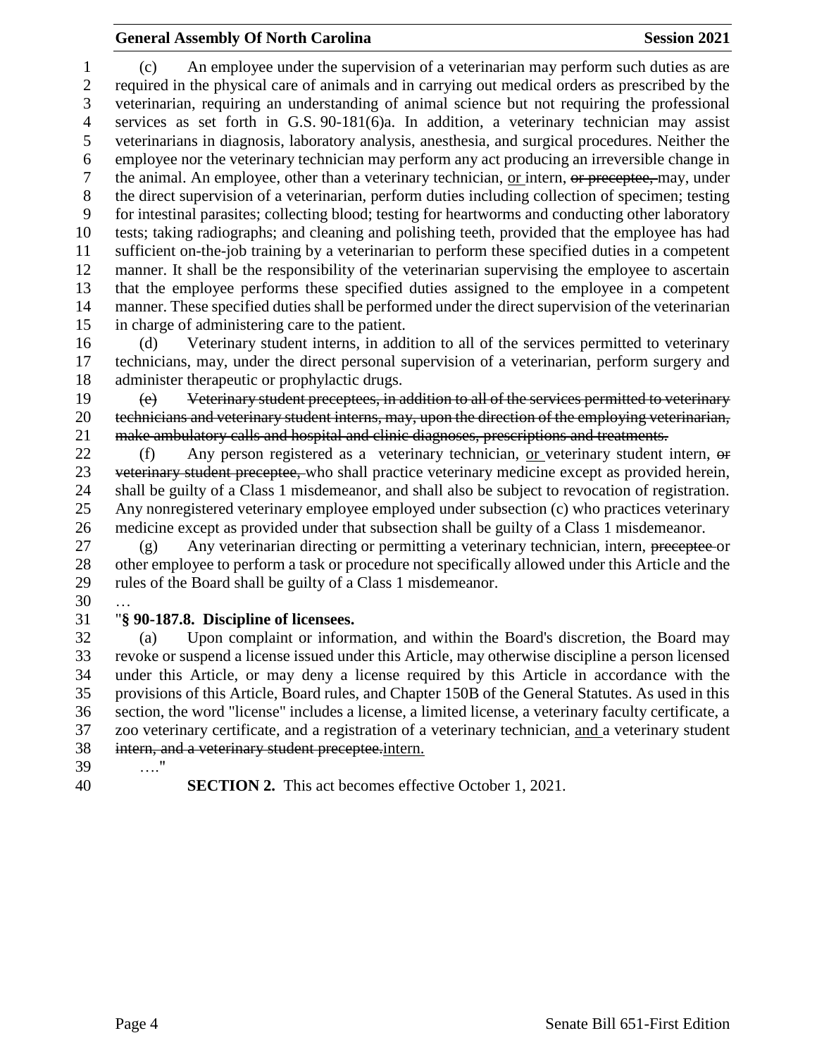(c) An employee under the supervision of a veterinarian may perform such duties as are required in the physical care of animals and in carrying out medical orders as prescribed by the veterinarian, requiring an understanding of animal science but not requiring the professional services as set forth in G.S. 90-181(6)a. In addition, a veterinary technician may assist veterinarians in diagnosis, laboratory analysis, anesthesia, and surgical procedures. Neither the employee nor the veterinary technician may perform any act producing an irreversible change in the animal. An employee, other than a veterinary technician, <u>or</u> intern, ~~or preceptee,~~ may, under the direct supervision of a veterinarian, perform duties including collection of specimen; testing for intestinal parasites; collecting blood; testing for heartworms and conducting other laboratory tests; taking radiographs; and cleaning and polishing teeth, provided that the employee has had sufficient on-the-job training by a veterinarian to perform these specified duties in a competent manner. It shall be the responsibility of the veterinarian supervising the employee to ascertain that the employee performs these specified duties assigned to the employee in a competent manner. These specified duties shall be performed under the direct supervision of the veterinarian in charge of administering care to the patient.

(d) Veterinary student interns, in addition to all of the services permitted to veterinary technicians, may, under the direct personal supervision of a veterinarian, perform surgery and administer therapeutic or prophylactic drugs.

~~(e) Veterinary student preceptees, in addition to all of the services permitted to veterinary technicians and veterinary student interns, may, upon the direction of the employing veterinarian, make ambulatory calls and hospital and clinic diagnoses, prescriptions and treatments.~~

(f) Any person registered as a veterinary technician, <u>or</u> veterinary student intern, ~~or veterinary student preceptee,~~ who shall practice veterinary medicine except as provided herein, shall be guilty of a Class 1 misdemeanor, and shall also be subject to revocation of registration. Any nonregistered veterinary employee employed under subsection (c) who practices veterinary medicine except as provided under that subsection shall be guilty of a Class 1 misdemeanor.

(g) Any veterinarian directing or permitting a veterinary technician, intern, ~~preceptee~~ or other employee to perform a task or procedure not specifically allowed under this Article and the rules of the Board shall be guilty of a Class 1 misdemeanor.

…

"**§ 90-187.8. Discipline of licensees.**

(a) Upon complaint or information, and within the Board's discretion, the Board may revoke or suspend a license issued under this Article, may otherwise discipline a person licensed under this Article, or may deny a license required by this Article in accordance with the provisions of this Article, Board rules, and Chapter 150B of the General Statutes. As used in this section, the word "license" includes a license, a limited license, a veterinary faculty certificate, a zoo veterinary certificate, and a registration of a veterinary technician, <u>and</u> a veterinary student ~~intern, and a veterinary student preceptee.~~<u>intern.</u>

…."

**SECTION 2.** This act becomes effective October 1, 2021.